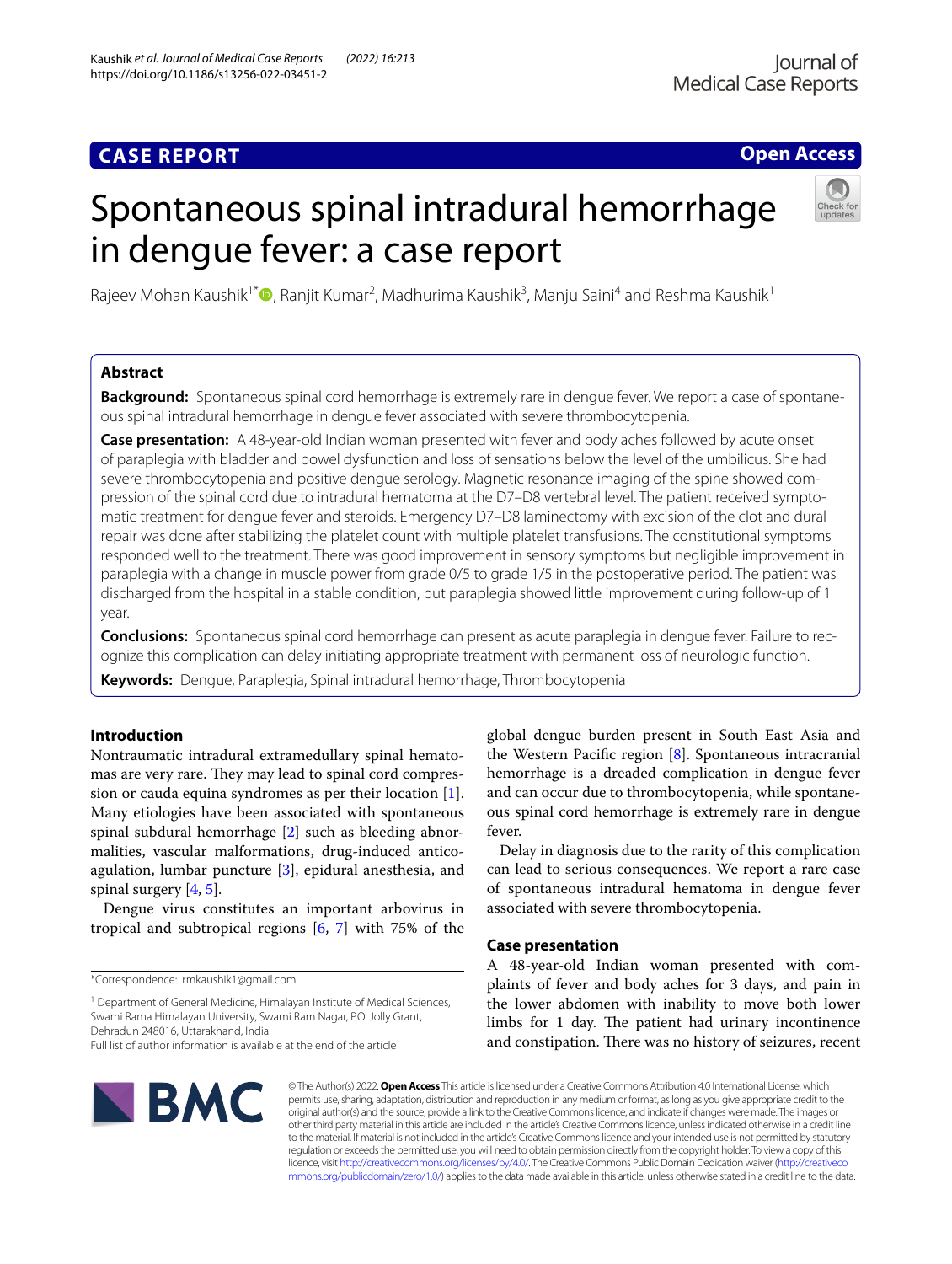## CASE REPORT

**Open Access**

# Spontaneous spinal intradural hemorrhage in dengue fever: a case report

Rajeev Mohan Kaushik[1*], Ranjit Kumar[2], Madhurima Kaushik[3], Manju Saini[4] and Reshma Kaushik[1]

## Abstract

**Background:** Spontaneous spinal cord hemorrhage is extremely rare in dengue fever. We report a case of spontaneous spinal intradural hemorrhage in dengue fever associated with severe thrombocytopenia.

**Case presentation:** A 48-year-old Indian woman presented with fever and body aches followed by acute onset of paraplegia with bladder and bowel dysfunction and loss of sensations below the level of the umbilicus. She had severe thrombocytopenia and positive dengue serology. Magnetic resonance imaging of the spine showed compression of the spinal cord due to intradural hematoma at the D7–D8 vertebral level. The patient received symptomatic treatment for dengue fever and steroids. Emergency D7–D8 laminectomy with excision of the clot and dural repair was done after stabilizing the platelet count with multiple platelet transfusions. The constitutional symptoms responded well to the treatment. There was good improvement in sensory symptoms but negligible improvement in paraplegia with a change in muscle power from grade 0/5 to grade 1/5 in the postoperative period. The patient was discharged from the hospital in a stable condition, but paraplegia showed little improvement during follow-up of 1 year.

**Conclusions:** Spontaneous spinal cord hemorrhage can present as acute paraplegia in dengue fever. Failure to recognize this complication can delay initiating appropriate treatment with permanent loss of neurologic function.

**Keywords:** Dengue, Paraplegia, Spinal intradural hemorrhage, Thrombocytopenia

## Introduction

Nontraumatic intradural extramedullary spinal hematomas are very rare. They may lead to spinal cord compression or cauda equina syndromes as per their location [1]. Many etiologies have been associated with spontaneous spinal subdural hemorrhage [2] such as bleeding abnormalities, vascular malformations, drug-induced anticoagulation, lumbar puncture [3], epidural anesthesia, and spinal surgery [4, 5].

Dengue virus constitutes an important arbovirus in tropical and subtropical regions [6, 7] with 75% of the global dengue burden present in South East Asia and the Western Pacific region [8]. Spontaneous intracranial hemorrhage is a dreaded complication in dengue fever and can occur due to thrombocytopenia, while spontaneous spinal cord hemorrhage is extremely rare in dengue fever.

Delay in diagnosis due to the rarity of this complication can lead to serious consequences. We report a rare case of spontaneous intradural hematoma in dengue fever associated with severe thrombocytopenia.

## Case presentation

A 48-year-old Indian woman presented with complaints of fever and body aches for 3 days, and pain in the lower abdomen with inability to move both lower limbs for 1 day. The patient had urinary incontinence and constipation. There was no history of seizures, recent

*Correspondence: rmkaushik1@gmail.com

[1] Department of General Medicine, Himalayan Institute of Medical Sciences, Swami Rama Himalayan University, Swami Ram Nagar, P.O. Jolly Grant, Dehradun 248016, Uttarakhand, India

Full list of author information is available at the end of the article

© The Author(s) 2022. **Open Access** This article is licensed under a Creative Commons Attribution 4.0 International License, which permits use, sharing, adaptation, distribution and reproduction in any medium or format, as long as you give appropriate credit to the original author(s) and the source, provide a link to the Creative Commons licence, and indicate if changes were made. The images or other third party material in this article are included in the article's Creative Commons licence, unless indicated otherwise in a credit line to the material. If material is not included in the article's Creative Commons licence and your intended use is not permitted by statutory regulation or exceeds the permitted use, you will need to obtain permission directly from the copyright holder. To view a copy of this licence, visit http://creativecommons.org/licenses/by/4.0/. The Creative Commons Public Domain Dedication waiver (http://creativecommons.org/publicdomain/zero/1.0/) applies to the data made available in this article, unless otherwise stated in a credit line to the data.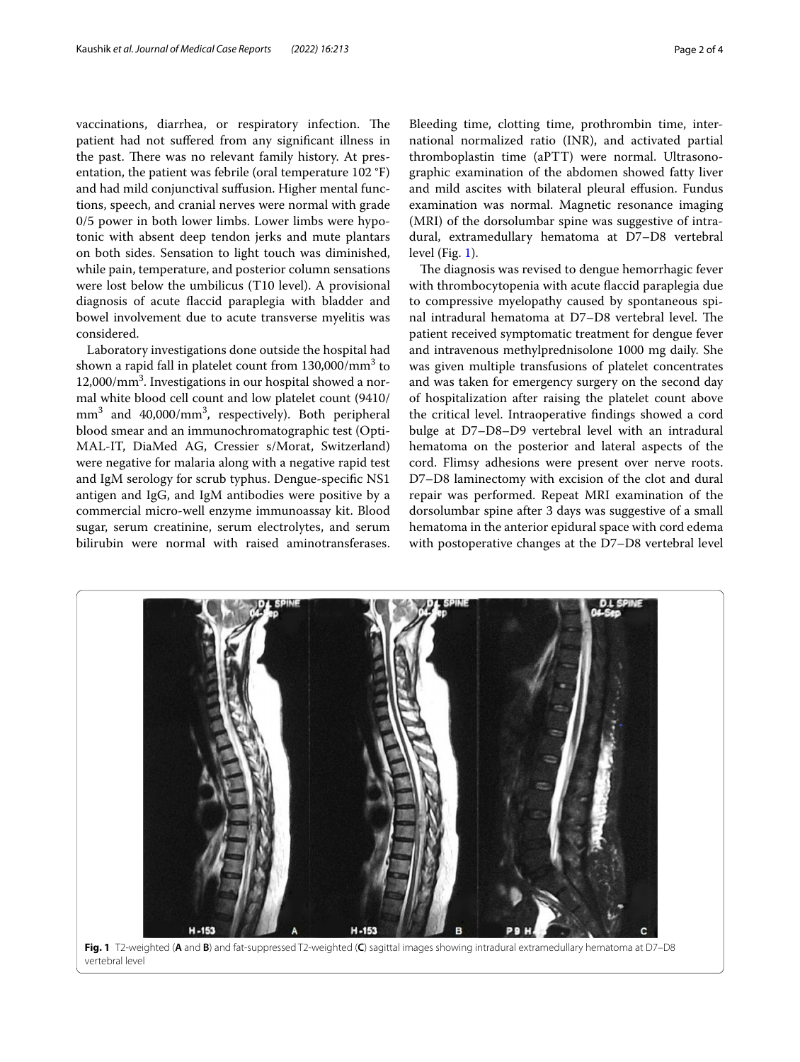vaccinations, diarrhea, or respiratory infection. The patient had not suffered from any significant illness in the past. There was no relevant family history. At presentation, the patient was febrile (oral temperature 102 °F) and had mild conjunctival suffusion. Higher mental functions, speech, and cranial nerves were normal with grade 0/5 power in both lower limbs. Lower limbs were hypotonic with absent deep tendon jerks and mute plantars on both sides. Sensation to light touch was diminished, while pain, temperature, and posterior column sensations were lost below the umbilicus (T10 level). A provisional diagnosis of acute flaccid paraplegia with bladder and bowel involvement due to acute transverse myelitis was considered.

Laboratory investigations done outside the hospital had shown a rapid fall in platelet count from 130,000/mm$^3$ to 12,000/mm$^3$. Investigations in our hospital showed a normal white blood cell count and low platelet count (9410/mm$^3$ and 40,000/mm$^3$, respectively). Both peripheral blood smear and an immunochromatographic test (OptiMAL-IT, DiaMed AG, Cressier s/Morat, Switzerland) were negative for malaria along with a negative rapid test and IgM serology for scrub typhus. Dengue-specific NS1 antigen and IgG, and IgM antibodies were positive by a commercial micro-well enzyme immunoassay kit. Blood sugar, serum creatinine, serum electrolytes, and serum bilirubin were normal with raised aminotransferases. Bleeding time, clotting time, prothrombin time, international normalized ratio (INR), and activated partial thromboplastin time (aPTT) were normal. Ultrasonographic examination of the abdomen showed fatty liver and mild ascites with bilateral pleural effusion. Fundus examination was normal. Magnetic resonance imaging (MRI) of the dorsolumbar spine was suggestive of intradural, extramedullary hematoma at D7–D8 vertebral level (Fig. 1).

The diagnosis was revised to dengue hemorrhagic fever with thrombocytopenia with acute flaccid paraplegia due to compressive myelopathy caused by spontaneous spinal intradural hematoma at D7–D8 vertebral level. The patient received symptomatic treatment for dengue fever and intravenous methylprednisolone 1000 mg daily. She was given multiple transfusions of platelet concentrates and was taken for emergency surgery on the second day of hospitalization after raising the platelet count above the critical level. Intraoperative findings showed a cord bulge at D7–D8–D9 vertebral level with an intradural hematoma on the posterior and lateral aspects of the cord. Flimsy adhesions were present over nerve roots. D7–D8 laminectomy with excision of the clot and dural repair was performed. Repeat MRI examination of the dorsolumbar spine after 3 days was suggestive of a small hematoma in the anterior epidural space with cord edema with postoperative changes at the D7–D8 vertebral level

**Fig. 1** T2-weighted (**A** and **B**) and fat-suppressed T2-weighted (**C**) sagittal images showing intradural extramedullary hematoma at D7–D8 vertebral level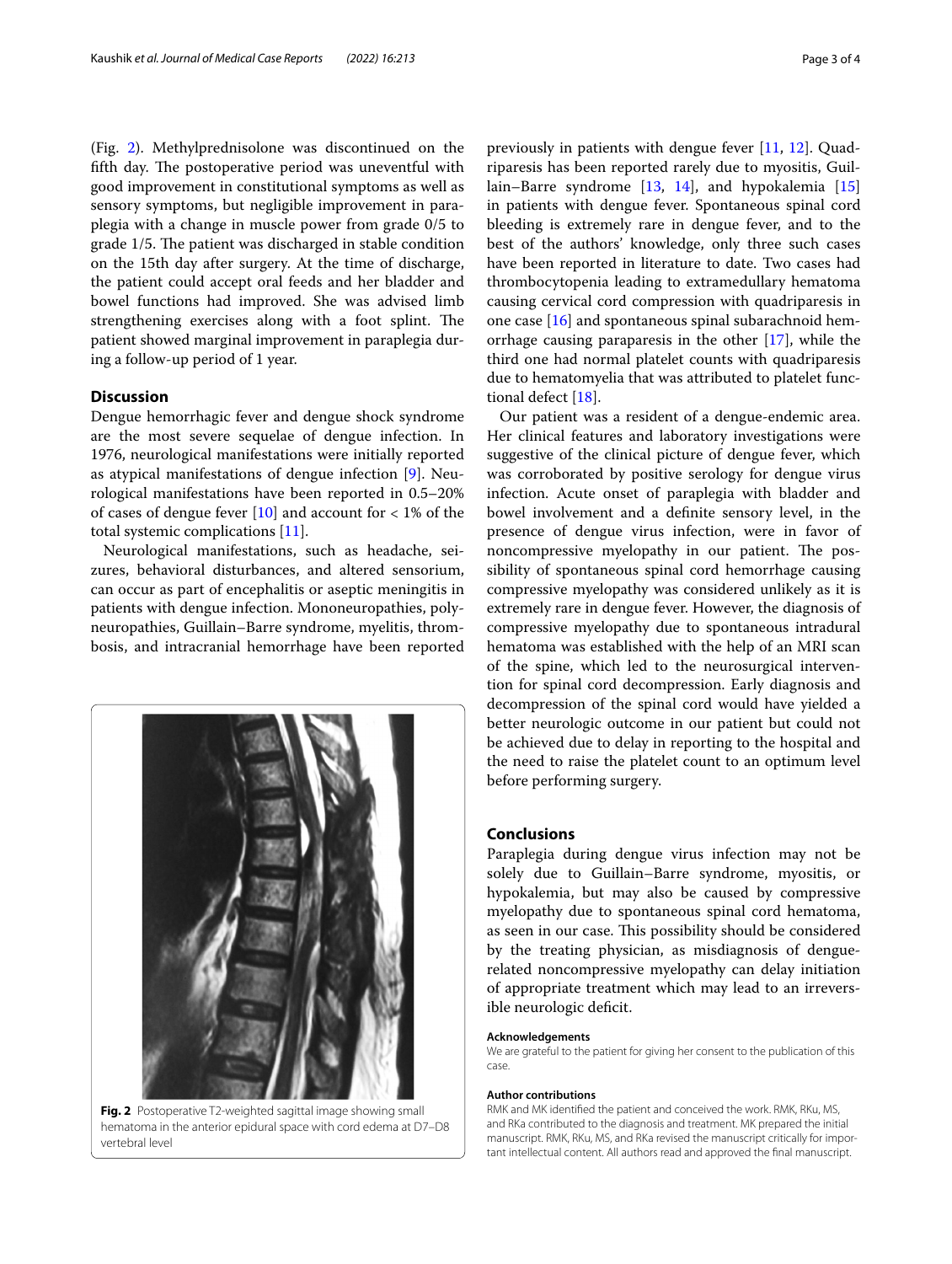(Fig. 2). Methylprednisolone was discontinued on the fifth day. The postoperative period was uneventful with good improvement in constitutional symptoms as well as sensory symptoms, but negligible improvement in paraplegia with a change in muscle power from grade 0/5 to grade 1/5. The patient was discharged in stable condition on the 15th day after surgery. At the time of discharge, the patient could accept oral feeds and her bladder and bowel functions had improved. She was advised limb strengthening exercises along with a foot splint. The patient showed marginal improvement in paraplegia during a follow-up period of 1 year.

## Discussion

Dengue hemorrhagic fever and dengue shock syndrome are the most severe sequelae of dengue infection. In 1976, neurological manifestations were initially reported as atypical manifestations of dengue infection [9]. Neurological manifestations have been reported in 0.5–20% of cases of dengue fever [10] and account for < 1% of the total systemic complications [11].

Neurological manifestations, such as headache, seizures, behavioral disturbances, and altered sensorium, can occur as part of encephalitis or aseptic meningitis in patients with dengue infection. Mononeuropathies, polyneuropathies, Guillain–Barre syndrome, myelitis, thrombosis, and intracranial hemorrhage have been reported previously in patients with dengue fever [11, 12]. Quadriparesis has been reported rarely due to myositis, Guillain–Barre syndrome [13, 14], and hypokalemia [15] in patients with dengue fever. Spontaneous spinal cord bleeding is extremely rare in dengue fever, and to the best of the authors' knowledge, only three such cases have been reported in literature to date. Two cases had thrombocytopenia leading to extramedullary hematoma causing cervical cord compression with quadriparesis in one case [16] and spontaneous spinal subarachnoid hemorrhage causing paraparesis in the other [17], while the third one had normal platelet counts with quadriparesis due to hematomyelia that was attributed to platelet functional defect [18].

Fig. 2 Postoperative T2-weighted sagittal image showing small hematoma in the anterior epidural space with cord edema at D7–D8 vertebral level

Our patient was a resident of a dengue-endemic area. Her clinical features and laboratory investigations were suggestive of the clinical picture of dengue fever, which was corroborated by positive serology for dengue virus infection. Acute onset of paraplegia with bladder and bowel involvement and a definite sensory level, in the presence of dengue virus infection, were in favor of noncompressive myelopathy in our patient. The possibility of spontaneous spinal cord hemorrhage causing compressive myelopathy was considered unlikely as it is extremely rare in dengue fever. However, the diagnosis of compressive myelopathy due to spontaneous intradural hematoma was established with the help of an MRI scan of the spine, which led to the neurosurgical intervention for spinal cord decompression. Early diagnosis and decompression of the spinal cord would have yielded a better neurologic outcome in our patient but could not be achieved due to delay in reporting to the hospital and the need to raise the platelet count to an optimum level before performing surgery.

## Conclusions

Paraplegia during dengue virus infection may not be solely due to Guillain–Barre syndrome, myositis, or hypokalemia, but may also be caused by compressive myelopathy due to spontaneous spinal cord hematoma, as seen in our case. This possibility should be considered by the treating physician, as misdiagnosis of dengue-related noncompressive myelopathy can delay initiation of appropriate treatment which may lead to an irreversible neurologic deficit.

#### Acknowledgements

We are grateful to the patient for giving her consent to the publication of this case.

#### Author contributions

RMK and MK identified the patient and conceived the work. RMK, RKu, MS, and RKa contributed to the diagnosis and treatment. MK prepared the initial manuscript. RMK, RKu, MS, and RKa revised the manuscript critically for important intellectual content. All authors read and approved the final manuscript.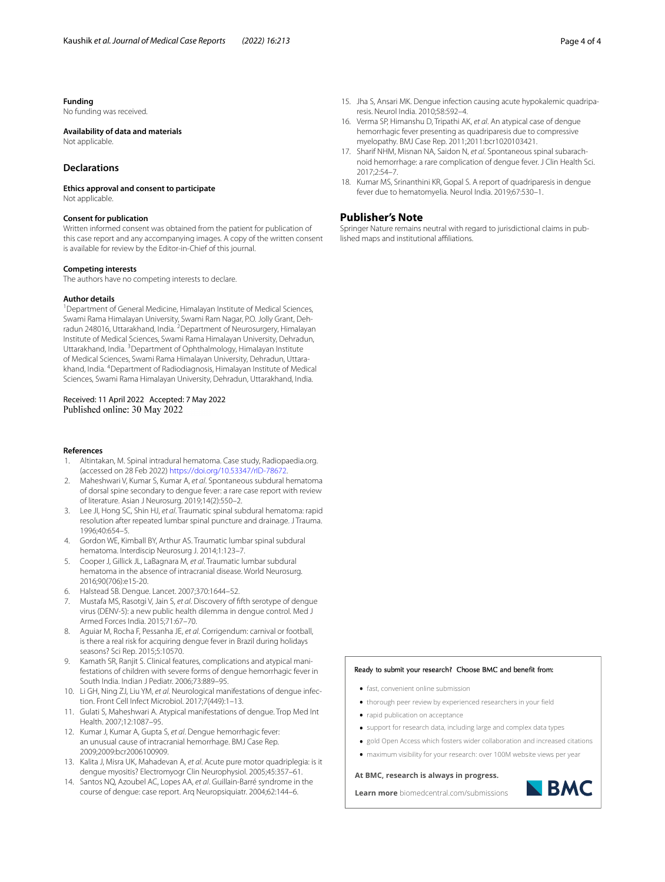### Funding

No funding was received.

### Availability of data and materials

Not applicable.

## Declarations

### Ethics approval and consent to participate

Not applicable.

### Consent for publication

Written informed consent was obtained from the patient for publication of this case report and any accompanying images. A copy of the written consent is available for review by the Editor-in-Chief of this journal.

### Competing interests

The authors have no competing interests to declare.

### Author details

[1]Department of General Medicine, Himalayan Institute of Medical Sciences, Swami Rama Himalayan University, Swami Ram Nagar, P.O. Jolly Grant, Dehradun 248016, Uttarakhand, India. [2]Department of Neurosurgery, Himalayan Institute of Medical Sciences, Swami Rama Himalayan University, Dehradun, Uttarakhand, India. [3]Department of Ophthalmology, Himalayan Institute of Medical Sciences, Swami Rama Himalayan University, Dehradun, Uttarakhand, India. [4]Department of Radiodiagnosis, Himalayan Institute of Medical Sciences, Swami Rama Himalayan University, Dehradun, Uttarakhand, India.

Received: 11 April 2022 Accepted: 7 May 2022
Published online: 30 May 2022

### References

1. Altintakan, M. Spinal intradural hematoma. Case study, Radiopaedia.org. (accessed on 28 Feb 2022) https://doi.org/10.53347/rID-78672.
2. Maheshwari V, Kumar S, Kumar A, *et al*. Spontaneous subdural hematoma of dorsal spine secondary to dengue fever: a rare case report with review of literature. Asian J Neurosurg. 2019;14(2):550–2.
3. Lee JI, Hong SC, Shin HJ, *et al*. Traumatic spinal subdural hematoma: rapid resolution after repeated lumbar spinal puncture and drainage. J Trauma. 1996;40:654–5.
4. Gordon WE, Kimball BY, Arthur AS. Traumatic lumbar spinal subdural hematoma. Interdiscip Neurosurg J. 2014;1:123–7.
5. Cooper J, Gillick JL, LaBagnara M, *et al*. Traumatic lumbar subdural hematoma in the absence of intracranial disease. World Neurosurg. 2016;90(706):e15-20.
6. Halstead SB. Dengue. Lancet. 2007;370:1644–52.
7. Mustafa MS, Rasotgi V, Jain S, *et al*. Discovery of fifth serotype of dengue virus (DENV-5): a new public health dilemma in dengue control. Med J Armed Forces India. 2015;71:67–70.
8. Aguiar M, Rocha F, Pessanha JE, *et al*. Corrigendum: carnival or football, is there a real risk for acquiring dengue fever in Brazil during holidays seasons? Sci Rep. 2015;5:10570.
9. Kamath SR, Ranjit S. Clinical features, complications and atypical manifestations of children with severe forms of dengue hemorrhagic fever in South India. Indian J Pediatr. 2006;73:889–95.
10. Li GH, Ning ZJ, Liu YM, *et al*. Neurological manifestations of dengue infection. Front Cell Infect Microbiol. 2017;7(449):1–13.
11. Gulati S, Maheshwari A. Atypical manifestations of dengue. Trop Med Int Health. 2007;12:1087–95.
12. Kumar J, Kumar A, Gupta S, *et al*. Dengue hemorrhagic fever: an unusual cause of intracranial hemorrhage. BMJ Case Rep. 2009;2009:bcr2006100909.
13. Kalita J, Misra UK, Mahadevan A, *et al*. Acute pure motor quadriplegia: is it dengue myositis? Electromyogr Clin Neurophysiol. 2005;45:357–61.
14. Santos NQ, Azoubel AC, Lopes AA, *et al*. Guillain-Barré syndrome in the course of dengue: case report. Arq Neuropsiquiatr. 2004;62:144–6.
15. Jha S, Ansari MK. Dengue infection causing acute hypokalemic quadriparesis. Neurol India. 2010;58:592–4.
16. Verma SP, Himanshu D, Tripathi AK, *et al*. An atypical case of dengue hemorrhagic fever presenting as quadriparesis due to compressive myelopathy. BMJ Case Rep. 2011;2011:bcr1020103421.
17. Sharif NHM, Misnan NA, Saidon N, *et al*. Spontaneous spinal subarachnoid hemorrhage: a rare complication of dengue fever. J Clin Health Sci. 2017;2:54–7.
18. Kumar MS, Srinanthini KR, Gopal S. A report of quadriparesis in dengue fever due to hematomyelia. Neurol India. 2019;67:530–1.

## Publisher's Note

Springer Nature remains neutral with regard to jurisdictional claims in published maps and institutional affiliations.

Ready to submit your research? Choose BMC and benefit from:

- fast, convenient online submission
- thorough peer review by experienced researchers in your field
- rapid publication on acceptance
- support for research data, including large and complex data types
- gold Open Access which fosters wider collaboration and increased citations
- maximum visibility for your research: over 100M website views per year

**At BMC, research is always in progress.**

**Learn more** biomedcentral.com/submissions

BMC